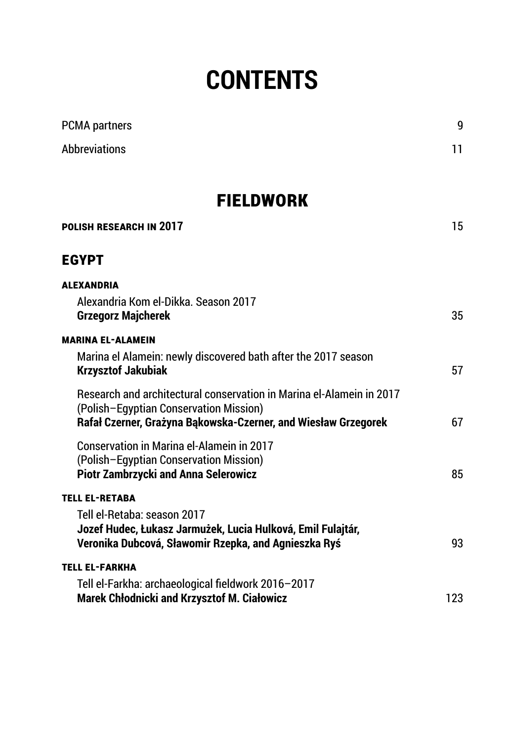# CONTENTS

PCMA partners 9

Abbreviations 11

## FIELDWORK

**POLISH RESEARCH IN 2017** 15

## EGYPT

### ALEXANDRIA

Alexandria Kom el-Dikka. Season 2017
**Grzegorz Majcherek** 35

### MARINA EL-ALAMEIN

Marina el Alamein: newly discovered bath after the 2017 season
**Krzysztof Jakubiak** 57

Research and architectural conservation in Marina el-Alamein in 2017 (Polish–Egyptian Conservation Mission)
**Rafał Czerner, Grażyna Bąkowska-Czerner, and Wiesław Grzegorek** 67

Conservation in Marina el-Alamein in 2017 (Polish–Egyptian Conservation Mission)
**Piotr Zambrzycki and Anna Selerowicz** 85

### TELL EL-RETABA

Tell el-Retaba: season 2017
**Jozef Hudec, Łukasz Jarmużek, Lucia Hulková, Emil Fulajtár, Veronika Dubcová, Sławomir Rzepka, and Agnieszka Ryś** 93

### TELL EL-FARKHA

Tell el-Farkha: archaeological fieldwork 2016–2017
**Marek Chłodnicki and Krzysztof M. Ciałowicz** 123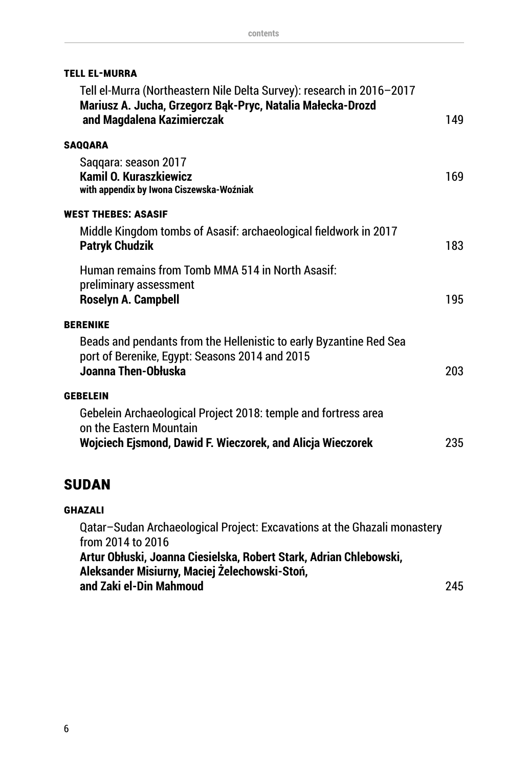### TELL EL-MURRA

Tell el-Murra (Northeastern Nile Delta Survey): research in 2016–2017
**Mariusz A. Jucha, Grzegorz Bąk-Pryc, Natalia Małecka-Drozd and Magdalena Kazimierczak** 149

### SAQQARA

Saqqara: season 2017
**Kamil O. Kuraszkiewicz**
**with appendix by Iwona Ciszewska-Woźniak** 169

### WEST THEBES: ASASIF

Middle Kingdom tombs of Asasif: archaeological fieldwork in 2017
**Patryk Chudzik** 183

Human remains from Tomb MMA 514 in North Asasif: preliminary assessment
**Roselyn A. Campbell** 195

### BERENIKE

Beads and pendants from the Hellenistic to early Byzantine Red Sea port of Berenike, Egypt: Seasons 2014 and 2015
**Joanna Then-Obłuska** 203

### GEBELEIN

Gebelein Archaeological Project 2018: temple and fortress area on the Eastern Mountain
**Wojciech Ejsmond, Dawid F. Wieczorek, and Alicja Wieczorek** 235

## SUDAN

### GHAZALI

Qatar–Sudan Archaeological Project: Excavations at the Ghazali monastery from 2014 to 2016
**Artur Obłuski, Joanna Ciesielska, Robert Stark, Adrian Chlebowski, Aleksander Misiurny, Maciej Żelechowski-Stoń, and Zaki el-Din Mahmoud** 245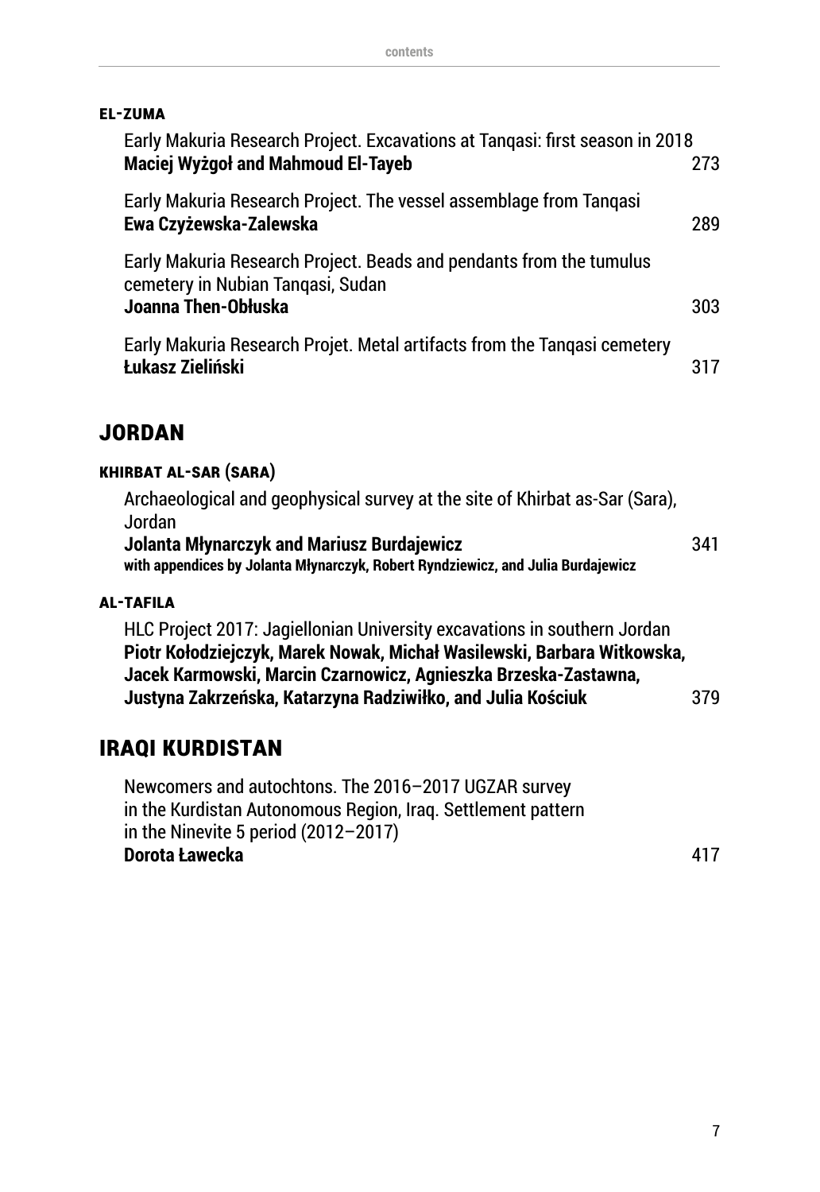### EL-ZUMA

Early Makuria Research Project. Excavations at Tanqasi: first season in 2018
**Maciej Wyżgoł and Mahmoud El-Tayeb** 273

Early Makuria Research Project. The vessel assemblage from Tanqasi
**Ewa Czyżewska-Zalewska** 289

Early Makuria Research Project. Beads and pendants from the tumulus cemetery in Nubian Tanqasi, Sudan
**Joanna Then-Obłuska** 303

Early Makuria Research Projet. Metal artifacts from the Tanqasi cemetery
**Łukasz Zieliński** 317

## JORDAN

### KHIRBAT AL-SAR (SARA)

Archaeological and geophysical survey at the site of Khirbat as-Sar (Sara), Jordan
**Jolanta Młynarczyk and Mariusz Burdajewicz** 341
**with appendices by Jolanta Młynarczyk, Robert Ryndziewicz, and Julia Burdajewicz**

### AL-TAFILA

HLC Project 2017: Jagiellonian University excavations in southern Jordan
**Piotr Kołodziejczyk, Marek Nowak, Michał Wasilewski, Barbara Witkowska, Jacek Karmowski, Marcin Czarnowicz, Agnieszka Brzeska-Zastawna, Justyna Zakrzeńska, Katarzyna Radziwiłko, and Julia Kościuk** 379

## IRAQI KURDISTAN

Newcomers and autochtons. The 2016–2017 UGZAR survey in the Kurdistan Autonomous Region, Iraq. Settlement pattern in the Ninevite 5 period (2012–2017)
**Dorota Ławecka** 417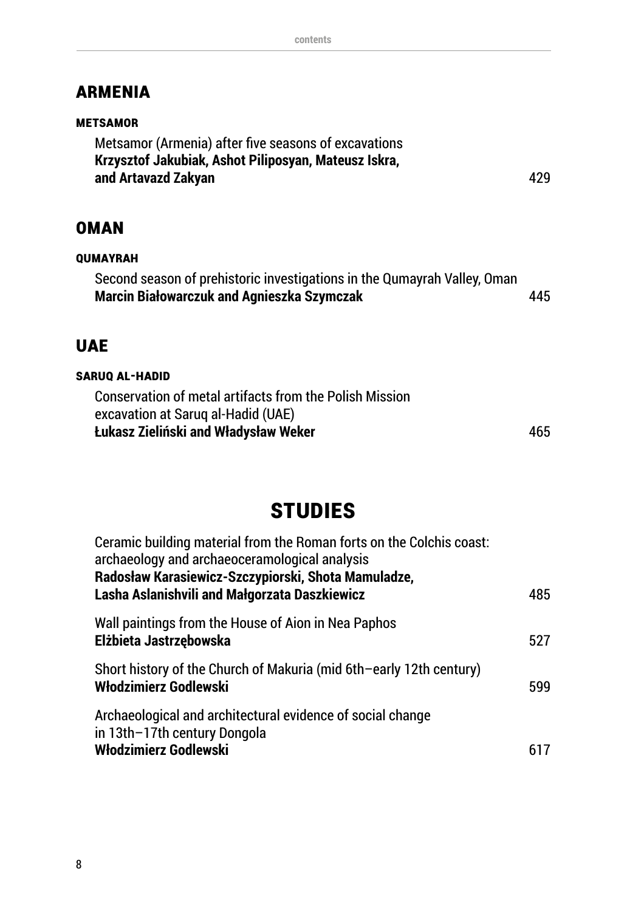## ARMENIA

### METSAMOR

Metsamor (Armenia) after five seasons of excavations
**Krzysztof Jakubiak, Ashot Piliposyan, Mateusz Iskra, and Artavazd Zakyan** 429

## OMAN

### QUMAYRAH

Second season of prehistoric investigations in the Qumayrah Valley, Oman
**Marcin Białowarczuk and Agnieszka Szymczak** 445

## UAE

### SARUQ AL-HADID

Conservation of metal artifacts from the Polish Mission excavation at Saruq al-Hadid (UAE)
**Łukasz Zieliński and Władysław Weker** 465

# STUDIES

Ceramic building material from the Roman forts on the Colchis coast: archaeology and archaeoceramological analysis
**Radosław Karasiewicz-Szczypiorski, Shota Mamuladze, Lasha Aslanishvili and Małgorzata Daszkiewicz** 485

Wall paintings from the House of Aion in Nea Paphos
**Elżbieta Jastrzębowska** 527

Short history of the Church of Makuria (mid 6th–early 12th century)
**Włodzimierz Godlewski** 599

Archaeological and architectural evidence of social change in 13th–17th century Dongola
**Włodzimierz Godlewski** 617